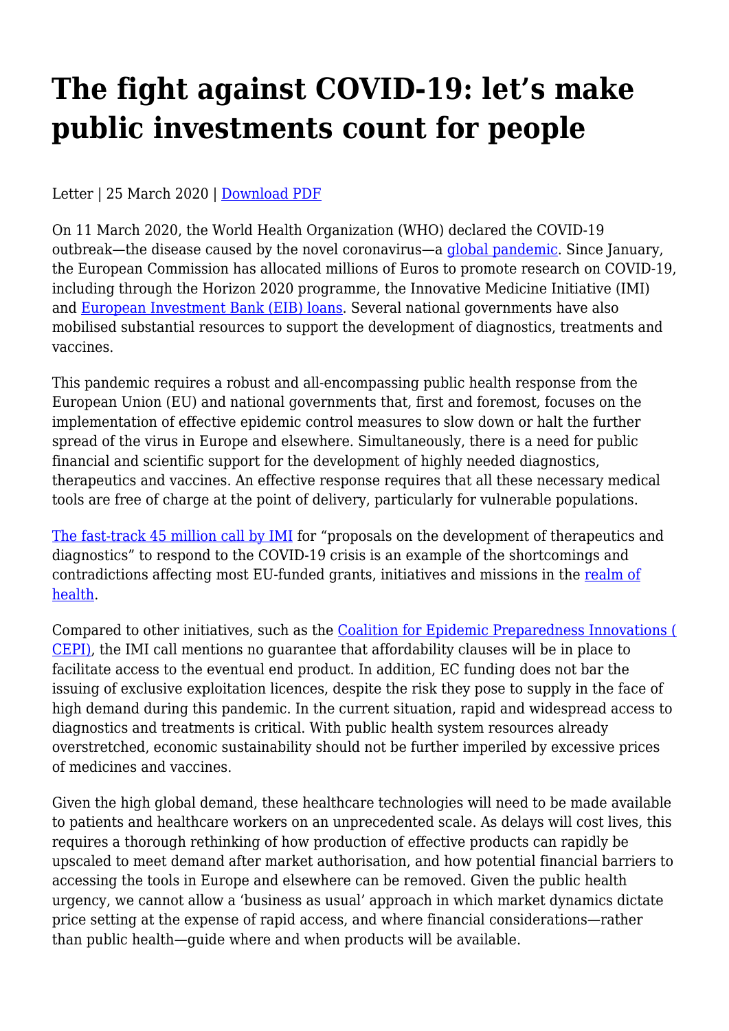# The fight against COVID-19: let's make public investments count for people

Letter | 25 March 2020 | Download PDF

On 11 March 2020, the World Health Organization (WHO) declared the COVID-19 outbreak—the disease caused by the novel coronavirus—a global pandemic. Since January, the European Commission has allocated millions of Euros to promote research on COVID-19, including through the Horizon 2020 programme, the Innovative Medicine Initiative (IMI) and European Investment Bank (EIB) loans. Several national governments have also mobilised substantial resources to support the development of diagnostics, treatments and vaccines.

This pandemic requires a robust and all-encompassing public health response from the European Union (EU) and national governments that, first and foremost, focuses on the implementation of effective epidemic control measures to slow down or halt the further spread of the virus in Europe and elsewhere. Simultaneously, there is a need for public financial and scientific support for the development of highly needed diagnostics, therapeutics and vaccines. An effective response requires that all these necessary medical tools are free of charge at the point of delivery, particularly for vulnerable populations.

The fast-track 45 million call by IMI for "proposals on the development of therapeutics and diagnostics" to respond to the COVID-19 crisis is an example of the shortcomings and contradictions affecting most EU-funded grants, initiatives and missions in the realm of health.

Compared to other initiatives, such as the Coalition for Epidemic Preparedness Innovations (CEPI), the IMI call mentions no guarantee that affordability clauses will be in place to facilitate access to the eventual end product. In addition, EC funding does not bar the issuing of exclusive exploitation licences, despite the risk they pose to supply in the face of high demand during this pandemic. In the current situation, rapid and widespread access to diagnostics and treatments is critical. With public health system resources already overstretched, economic sustainability should not be further imperiled by excessive prices of medicines and vaccines.

Given the high global demand, these healthcare technologies will need to be made available to patients and healthcare workers on an unprecedented scale. As delays will cost lives, this requires a thorough rethinking of how production of effective products can rapidly be upscaled to meet demand after market authorisation, and how potential financial barriers to accessing the tools in Europe and elsewhere can be removed. Given the public health urgency, we cannot allow a 'business as usual' approach in which market dynamics dictate price setting at the expense of rapid access, and where financial considerations—rather than public health—guide where and when products will be available.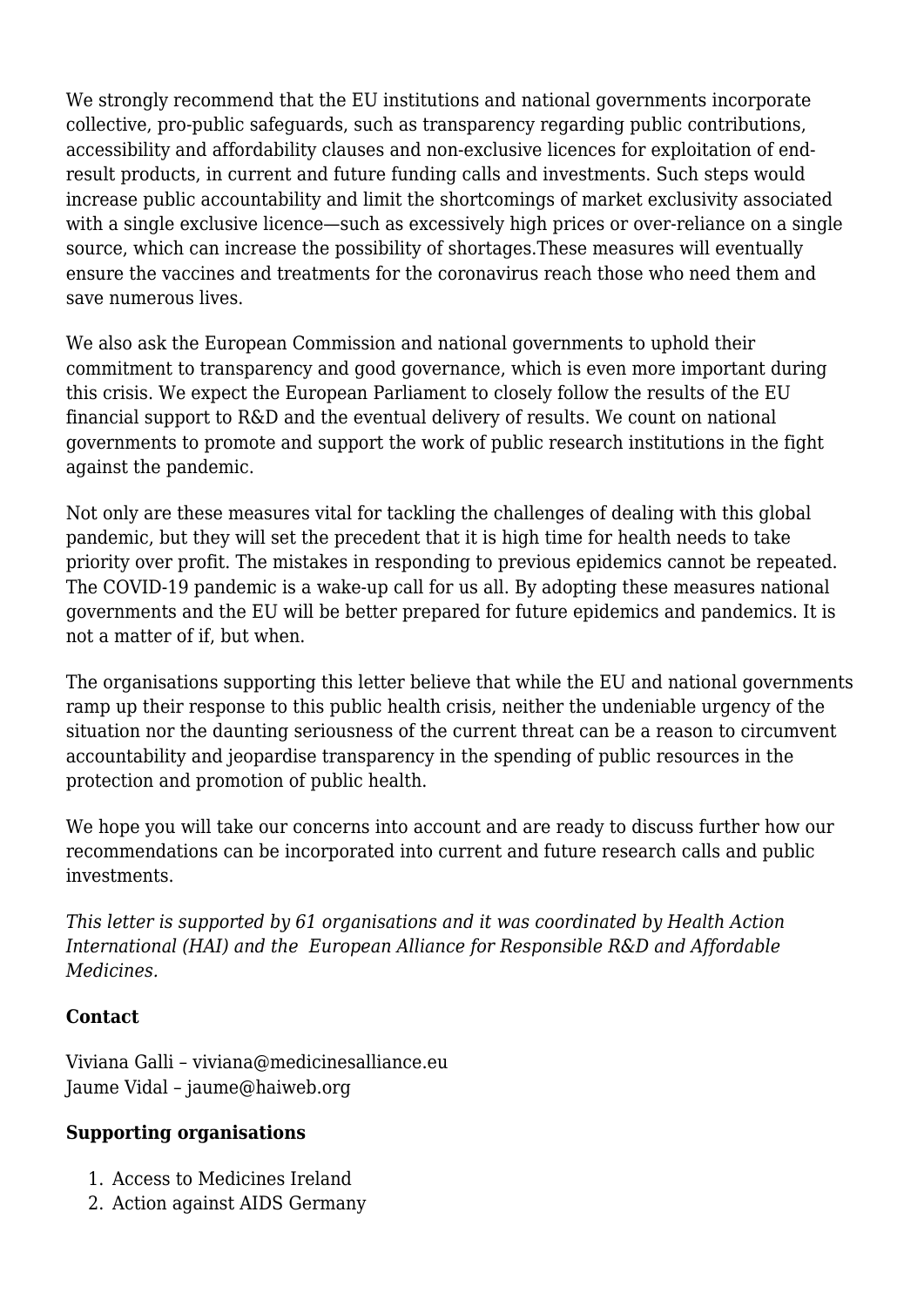We strongly recommend that the EU institutions and national governments incorporate collective, pro-public safeguards, such as transparency regarding public contributions, accessibility and affordability clauses and non-exclusive licences for exploitation of end-result products, in current and future funding calls and investments. Such steps would increase public accountability and limit the shortcomings of market exclusivity associated with a single exclusive licence—such as excessively high prices or over-reliance on a single source, which can increase the possibility of shortages.These measures will eventually ensure the vaccines and treatments for the coronavirus reach those who need them and save numerous lives.

We also ask the European Commission and national governments to uphold their commitment to transparency and good governance, which is even more important during this crisis. We expect the European Parliament to closely follow the results of the EU financial support to R&D and the eventual delivery of results. We count on national governments to promote and support the work of public research institutions in the fight against the pandemic.

Not only are these measures vital for tackling the challenges of dealing with this global pandemic, but they will set the precedent that it is high time for health needs to take priority over profit. The mistakes in responding to previous epidemics cannot be repeated. The COVID-19 pandemic is a wake-up call for us all. By adopting these measures national governments and the EU will be better prepared for future epidemics and pandemics. It is not a matter of if, but when.

The organisations supporting this letter believe that while the EU and national governments ramp up their response to this public health crisis, neither the undeniable urgency of the situation nor the daunting seriousness of the current threat can be a reason to circumvent accountability and jeopardise transparency in the spending of public resources in the protection and promotion of public health.

We hope you will take our concerns into account and are ready to discuss further how our recommendations can be incorporated into current and future research calls and public investments.

*This letter is supported by 61 organisations and it was coordinated by Health Action International (HAI) and the European Alliance for Responsible R&D and Affordable Medicines.*

**Contact**

Viviana Galli – viviana@medicinesalliance.eu
Jaume Vidal – jaume@haiweb.org

**Supporting organisations**

1. Access to Medicines Ireland
2. Action against AIDS Germany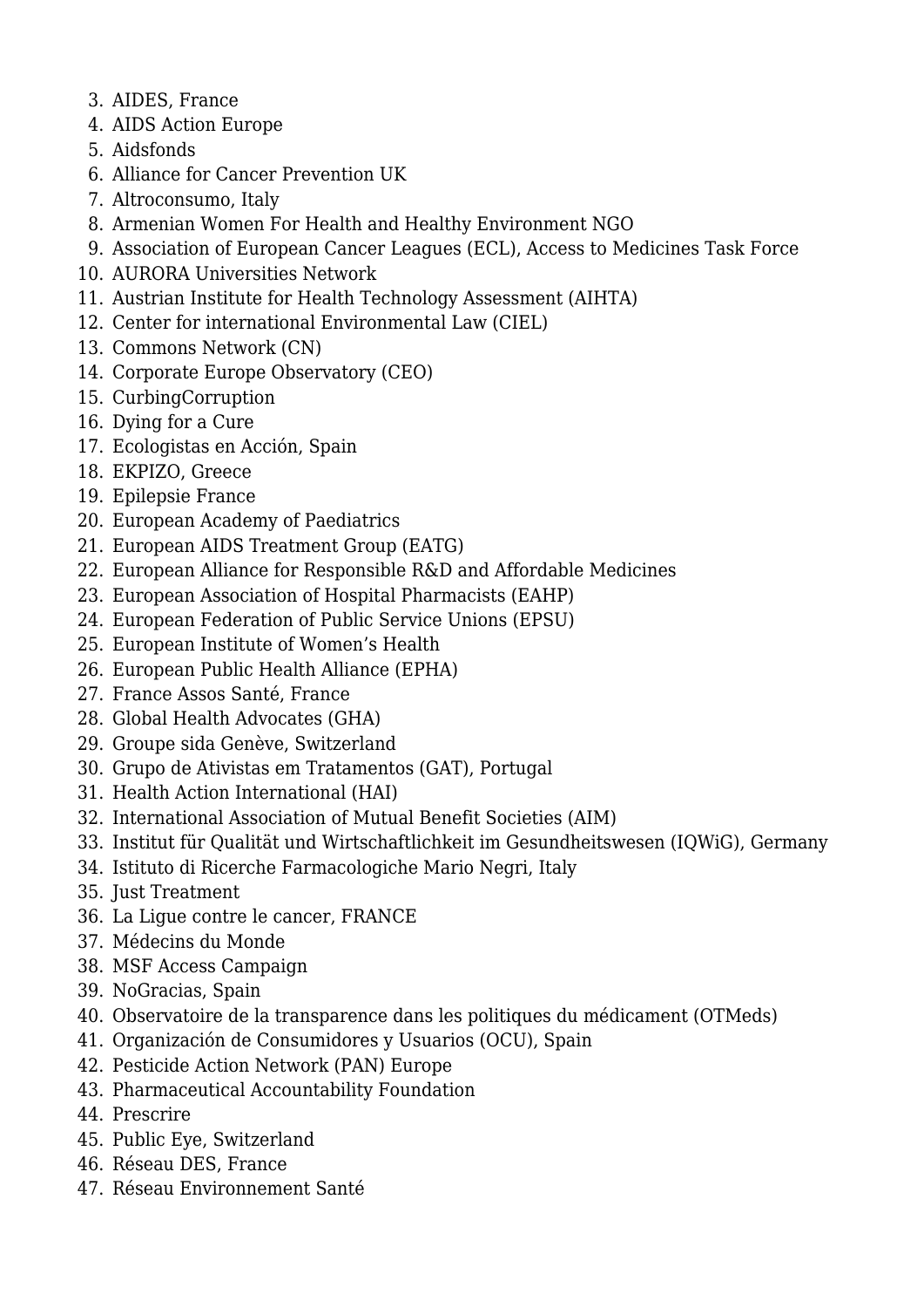3. AIDES, France
4. AIDS Action Europe
5. Aidsfonds
6. Alliance for Cancer Prevention UK
7. Altroconsumo, Italy
8. Armenian Women For Health and Healthy Environment NGO
9. Association of European Cancer Leagues (ECL), Access to Medicines Task Force
10. AURORA Universities Network
11. Austrian Institute for Health Technology Assessment (AIHTA)
12. Center for international Environmental Law (CIEL)
13. Commons Network (CN)
14. Corporate Europe Observatory (CEO)
15. CurbingCorruption
16. Dying for a Cure
17. Ecologistas en Acción, Spain
18. EKPIZO, Greece
19. Epilepsie France
20. European Academy of Paediatrics
21. European AIDS Treatment Group (EATG)
22. European Alliance for Responsible R&D and Affordable Medicines
23. European Association of Hospital Pharmacists (EAHP)
24. European Federation of Public Service Unions (EPSU)
25. European Institute of Women's Health
26. European Public Health Alliance (EPHA)
27. France Assos Santé, France
28. Global Health Advocates (GHA)
29. Groupe sida Genève, Switzerland
30. Grupo de Ativistas em Tratamentos (GAT), Portugal
31. Health Action International (HAI)
32. International Association of Mutual Benefit Societies (AIM)
33. Institut für Qualität und Wirtschaftlichkeit im Gesundheitswesen (IQWiG), Germany
34. Istituto di Ricerche Farmacologiche Mario Negri, Italy
35. Just Treatment
36. La Ligue contre le cancer, FRANCE
37. Médecins du Monde
38. MSF Access Campaign
39. NoGracias, Spain
40. Observatoire de la transparence dans les politiques du médicament (OTMeds)
41. Organización de Consumidores y Usuarios (OCU), Spain
42. Pesticide Action Network (PAN) Europe
43. Pharmaceutical Accountability Foundation
44. Prescrire
45. Public Eye, Switzerland
46. Réseau DES, France
47. Réseau Environnement Santé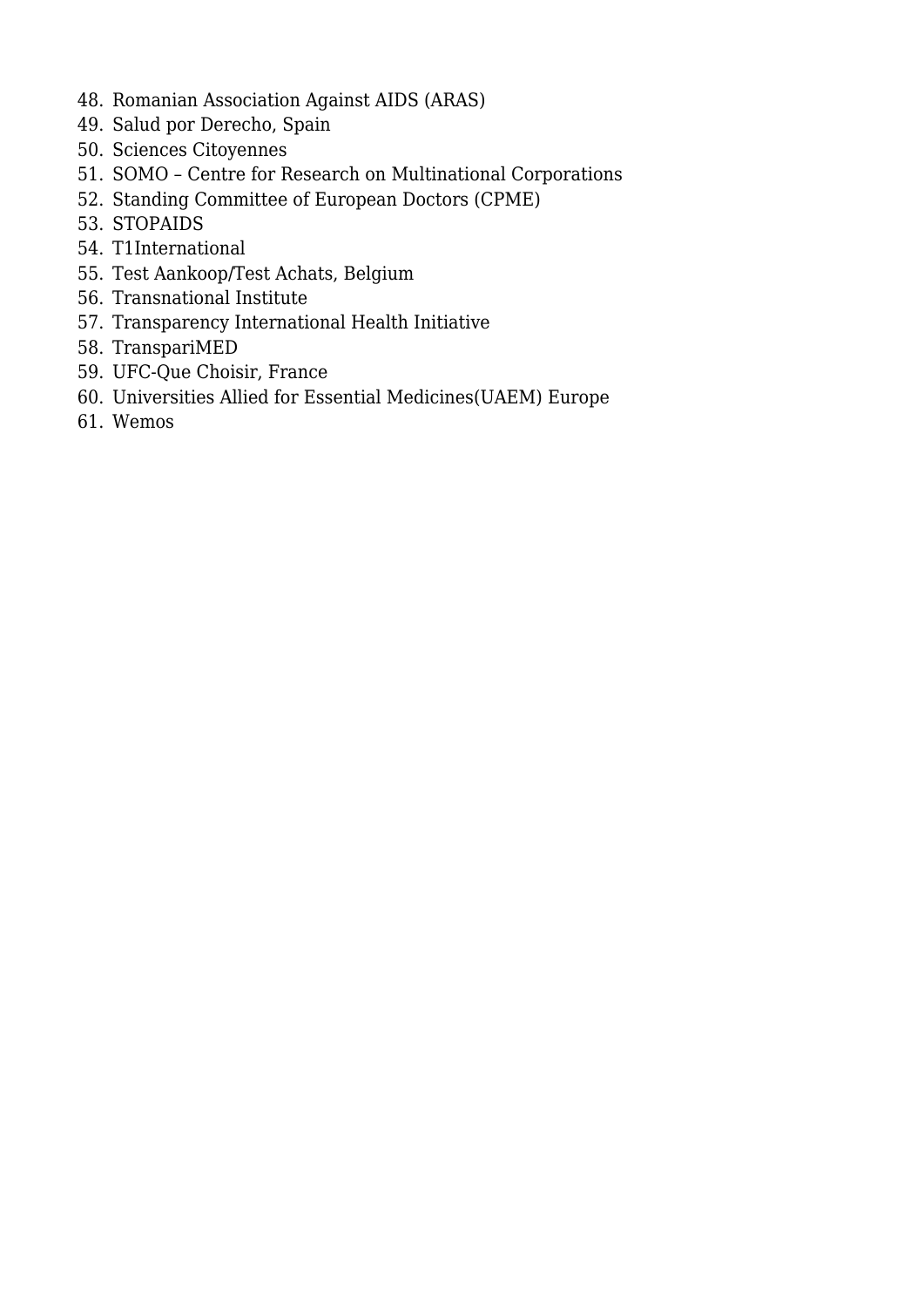48. Romanian Association Against AIDS (ARAS)
49. Salud por Derecho, Spain
50. Sciences Citoyennes
51. SOMO – Centre for Research on Multinational Corporations
52. Standing Committee of European Doctors (CPME)
53. STOPAIDS
54. T1International
55. Test Aankoop/Test Achats, Belgium
56. Transnational Institute
57. Transparency International Health Initiative
58. TranspariMED
59. UFC-Que Choisir, France
60. Universities Allied for Essential Medicines(UAEM) Europe
61. Wemos